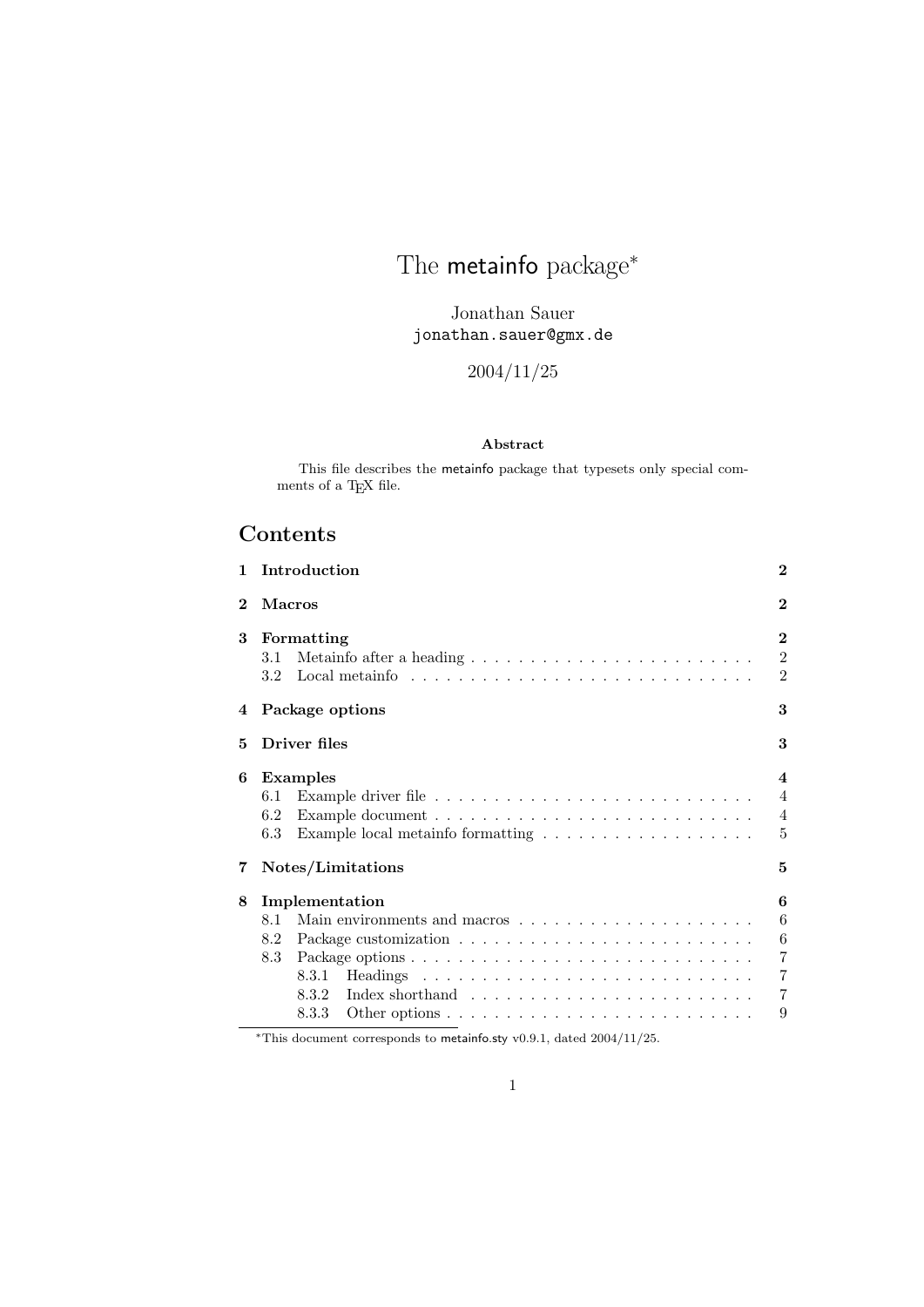# The metainfo package*

Jonathan Sauer
jonathan.sauer@gmx.de

2004/11/25

**Abstract**

This file describes the metainfo package that typesets only special comments of a TEX file.

## Contents

- **1 Introduction** — **2**
- **2 Macros** — **2**
- **3 Formatting** — **2**
  - 3.1 Metainfo after a heading — 2
  - 3.2 Local metainfo — 2
- **4 Package options** — **3**
- **5 Driver files** — **3**
- **6 Examples** — **4**
  - 6.1 Example driver file — 4
  - 6.2 Example document — 4
  - 6.3 Example local metainfo formatting — 5
- **7 Notes/Limitations** — **5**
- **8 Implementation** — **6**
  - 8.1 Main environments and macros — 6
  - 8.2 Package customization — 6
  - 8.3 Package options — 7
    - 8.3.1 Headings — 7
    - 8.3.2 Index shorthand — 7
    - 8.3.3 Other options — 9

*This document corresponds to metainfo.sty v0.9.1, dated 2004/11/25.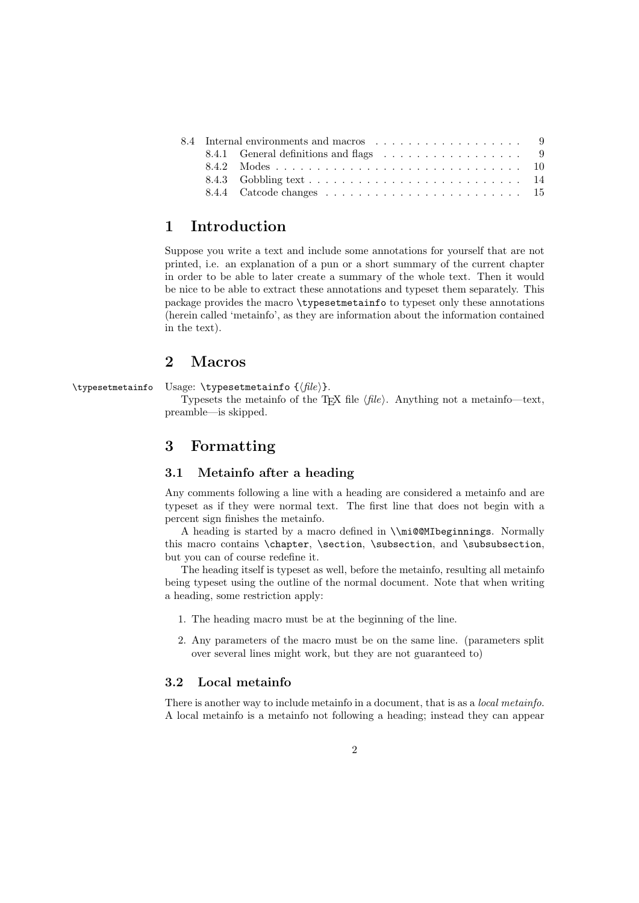| | | |
|---|---|---|
| 8.4 | Internal environments and macros | 9 |
| 8.4.1 | General definitions and flags | 9 |
| 8.4.2 | Modes | 10 |
| 8.4.3 | Gobbling text | 14 |
| 8.4.4 | Catcode changes | 15 |

# 1 Introduction

Suppose you write a text and include some annotations for yourself that are not printed, i.e. an explanation of a pun or a short summary of the current chapter in order to be able to later create a summary of the whole text. Then it would be nice to be able to extract these annotations and typeset them separately. This package provides the macro `\typesetmetainfo` to typeset only these annotations (herein called 'metainfo', as they are information about the information contained in the text).

# 2 Macros

`\typesetmetainfo` Usage: `\typesetmetainfo {`⟨*file*⟩`}`.

Typesets the metainfo of the TEX file ⟨*file*⟩. Anything not a metainfo—text, preamble—is skipped.

# 3 Formatting

## 3.1 Metainfo after a heading

Any comments following a line with a heading are considered a metainfo and are typeset as if they were normal text. The first line that does not begin with a percent sign finishes the metainfo.

A heading is started by a macro defined in `\\mi@@MIbeginnings`. Normally this macro contains `\chapter`, `\section`, `\subsection`, and `\subsubsection`, but you can of course redefine it.

The heading itself is typeset as well, before the metainfo, resulting all metainfo being typeset using the outline of the normal document. Note that when writing a heading, some restriction apply:

1. The heading macro must be at the beginning of the line.
2. Any parameters of the macro must be on the same line. (parameters split over several lines might work, but they are not guaranteed to)

## 3.2 Local metainfo

There is another way to include metainfo in a document, that is as a *local metainfo*. A local metainfo is a metainfo not following a heading; instead they can appear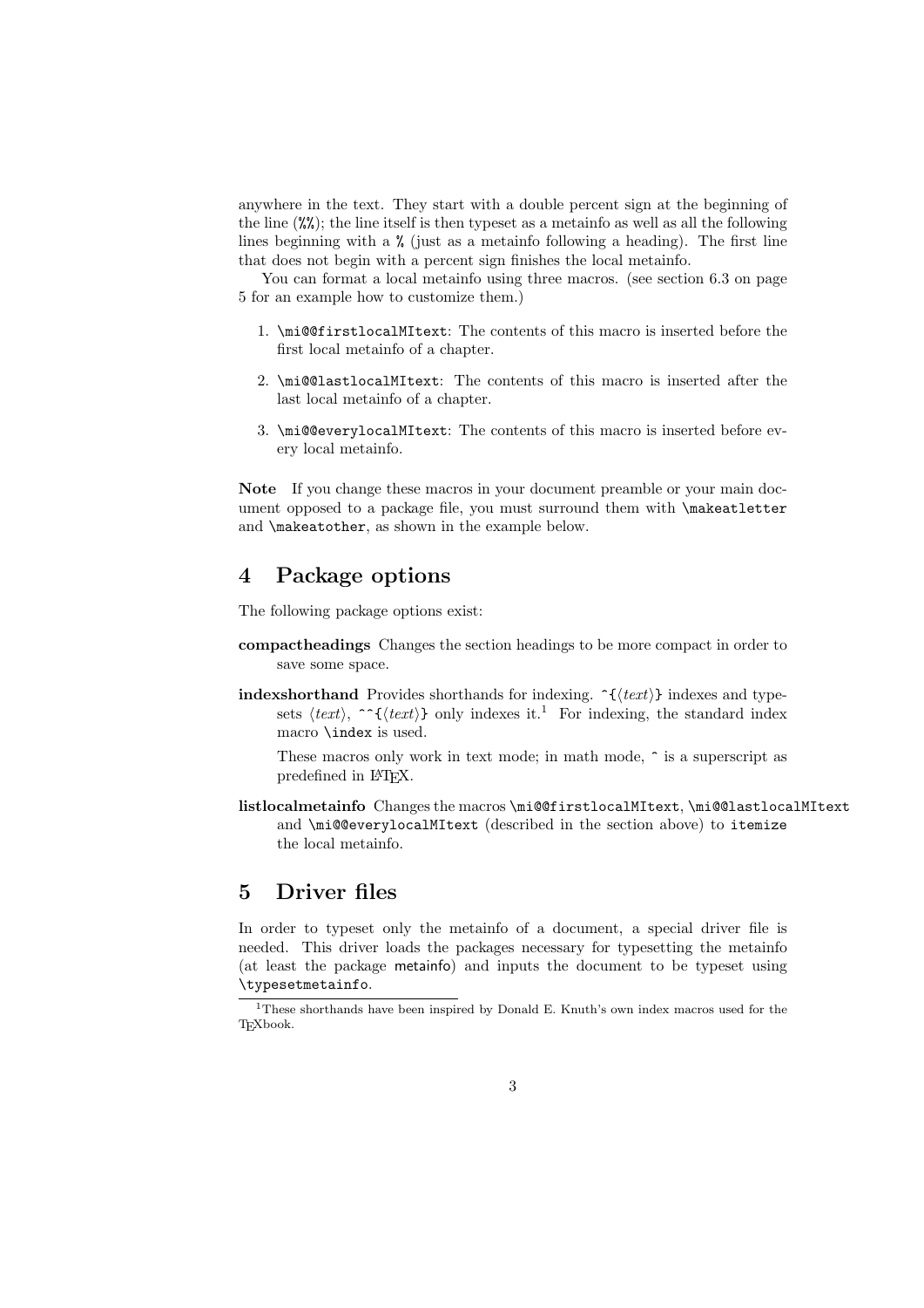anywhere in the text. They start with a double percent sign at the beginning of the line (`%%`); the line itself is then typeset as a metainfo as well as all the following lines beginning with a `%` (just as a metainfo following a heading). The first line that does not begin with a percent sign finishes the local metainfo.

You can format a local metainfo using three macros. (see section 6.3 on page 5 for an example how to customize them.)

1. `\mi@@firstlocalMItext`: The contents of this macro is inserted before the first local metainfo of a chapter.
2. `\mi@@lastlocalMItext`: The contents of this macro is inserted after the last local metainfo of a chapter.
3. `\mi@@everylocalMItext`: The contents of this macro is inserted before every local metainfo.

**Note** If you change these macros in your document preamble or your main document opposed to a package file, you must surround them with `\makeatletter` and `\makeatother`, as shown in the example below.

## 4 Package options

The following package options exist:

**compactheadings** Changes the section headings to be more compact in order to save some space.

**indexshorthand** Provides shorthands for indexing. `^{`⟨*text*⟩`}` indexes and typesets ⟨*text*⟩, `^^{`⟨*text*⟩`}` only indexes it.[1] For indexing, the standard index macro `\index` is used.

These macros only work in text mode; in math mode, `^` is a superscript as predefined in LaTeX.

**listlocalmetainfo** Changes the macros `\mi@@firstlocalMItext`, `\mi@@lastlocalMItext` and `\mi@@everylocalMItext` (described in the section above) to `itemize` the local metainfo.

## 5 Driver files

In order to typeset only the metainfo of a document, a special driver file is needed. This driver loads the packages necessary for typesetting the metainfo (at least the package metainfo) and inputs the document to be typeset using `\typesetmetainfo`.

[1] These shorthands have been inspired by Donald E. Knuth's own index macros used for the TeXbook.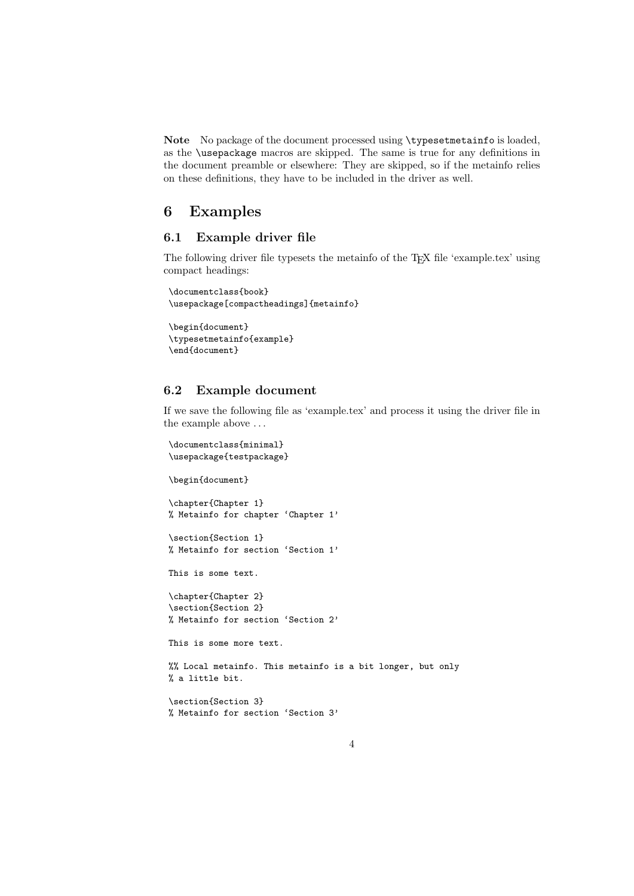**Note** No package of the document processed using `\typesetmetainfo` is loaded, as the `\usepackage` macros are skipped. The same is true for any definitions in the document preamble or elsewhere: They are skipped, so if the metainfo relies on these definitions, they have to be included in the driver as well.

## 6 Examples

### 6.1 Example driver file

The following driver file typesets the metainfo of the TEX file 'example.tex' using compact headings:

```
\documentclass{book}
\usepackage[compactheadings]{metainfo}

\begin{document}
\typesetmetainfo{example}
\end{document}
```

### 6.2 Example document

If we save the following file as 'example.tex' and process it using the driver file in the example above ...

```
\documentclass{minimal}
\usepackage{testpackage}

\begin{document}

\chapter{Chapter 1}
% Metainfo for chapter 'Chapter 1'

\section{Section 1}
% Metainfo for section 'Section 1'

This is some text.

\chapter{Chapter 2}
\section{Section 2}
% Metainfo for section 'Section 2'

This is some more text.

%% Local metainfo. This metainfo is a bit longer, but only
% a little bit.

\section{Section 3}
% Metainfo for section 'Section 3'
```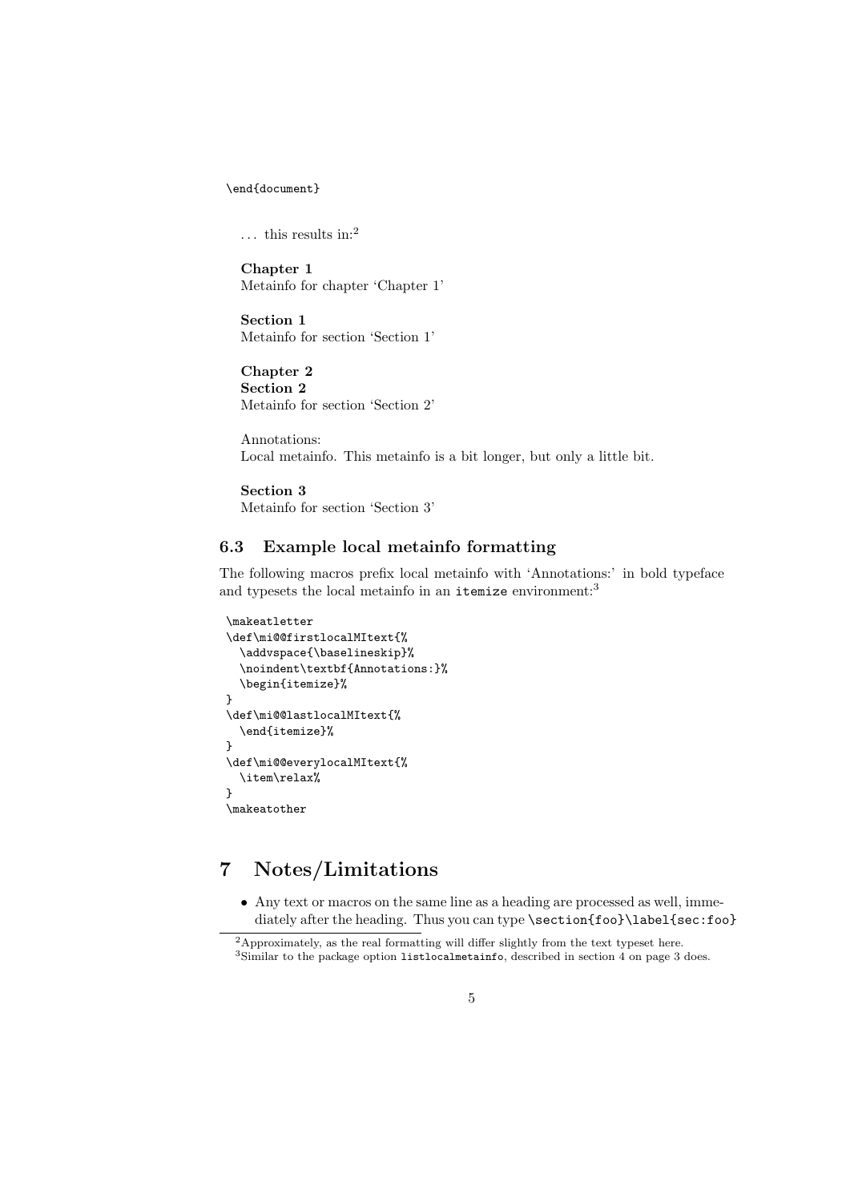```
\end{document}
```

... this results in:[2]

**Chapter 1**
Metainfo for chapter 'Chapter 1'

**Section 1**
Metainfo for section 'Section 1'

**Chapter 2**
**Section 2**
Metainfo for section 'Section 2'

Annotations:
Local metainfo. This metainfo is a bit longer, but only a little bit.

**Section 3**
Metainfo for section 'Section 3'

### 6.3 Example local metainfo formatting

The following macros prefix local metainfo with 'Annotations:' in bold typeface and typesets the local metainfo in an `itemize` environment:[3]

```
\makeatletter
\def\mi@@firstlocalMItext{%
  \addvspace{\baselineskip}%
  \noindent\textbf{Annotations:}%
  \begin{itemize}%
}
\def\mi@@lastlocalMItext{%
  \end{itemize}%
}
\def\mi@@everylocalMItext{%
  \item\relax%
}
\makeatother
```

## 7 Notes/Limitations

- Any text or macros on the same line as a heading are processed as well, immediately after the heading. Thus you can type `\section{foo}\label{sec:foo}`

[2] Approximately, as the real formatting will differ slightly from the text typeset here.

[3] Similar to the package option `listlocalmetainfo`, described in section 4 on page 3 does.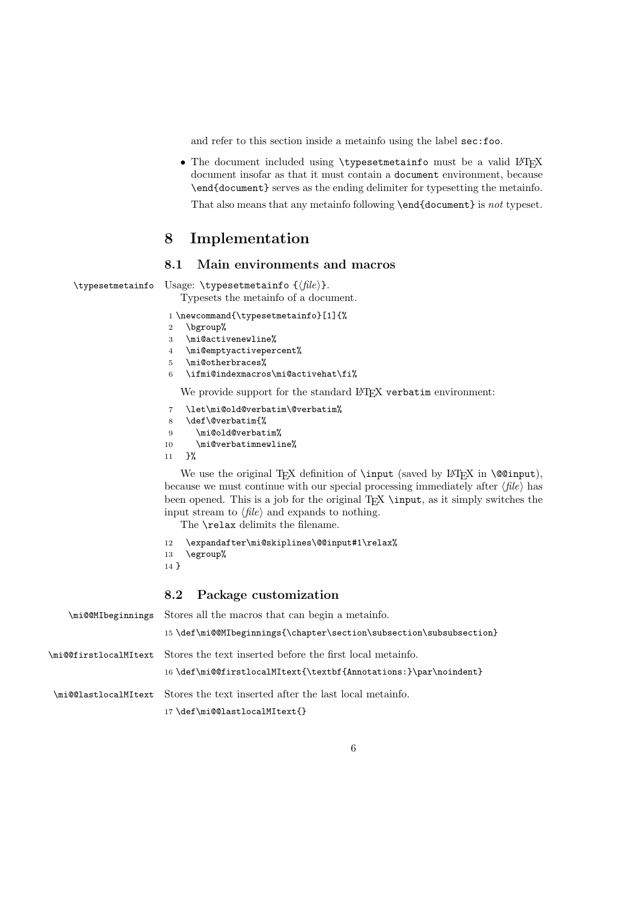and refer to this section inside a metainfo using the label `sec:foo`.

- The document included using `\typesetmetainfo` must be a valid LaTeX document insofar as that it must contain a `document` environment, because `\end{document}` serves as the ending delimiter for typesetting the metainfo.

  That also means that any metainfo following `\end{document}` is *not* typeset.

# 8 Implementation

## 8.1 Main environments and macros

`\typesetmetainfo` Usage: `\typesetmetainfo {⟨file⟩}`.

Typesets the metainfo of a document.

```
1 \newcommand{\typesetmetainfo}[1]{%
2   \bgroup%
3   \mi@activenewline%
4   \mi@emptyactivepercent%
5   \mi@otherbraces%
6   \ifmi@indexmacros\mi@activehat\fi%
```

We provide support for the standard LaTeX `verbatim` environment:

```
7   \let\mi@old@verbatim\@verbatim%
8   \def\@verbatim{%
9     \mi@old@verbatim%
10    \mi@verbatimnewline%
11  }%
```

We use the original TeX definition of `\input` (saved by LaTeX in `\@@input`), because we must continue with our special processing immediately after ⟨*file*⟩ has been opened. This is a job for the original TeX `\input`, as it simply switches the input stream to ⟨*file*⟩ and expands to nothing.

The `\relax` delimits the filename.

```
12  \expandafter\mi@skiplines\@@input#1\relax%
13  \egroup%
14 }
```

## 8.2 Package customization

`\mi@@MIbeginnings` Stores all the macros that can begin a metainfo.

```
15 \def\mi@@MIbeginnings{\chapter\section\subsection\subsubsection}
```

`\mi@@firstlocalMItext` Stores the text inserted before the first local metainfo.

```
16 \def\mi@@firstlocalMItext{\textbf{Annotations:}\par\noindent}
```

`\mi@@lastlocalMItext` Stores the text inserted after the last local metainfo.

```
17 \def\mi@@lastlocalMItext{}
```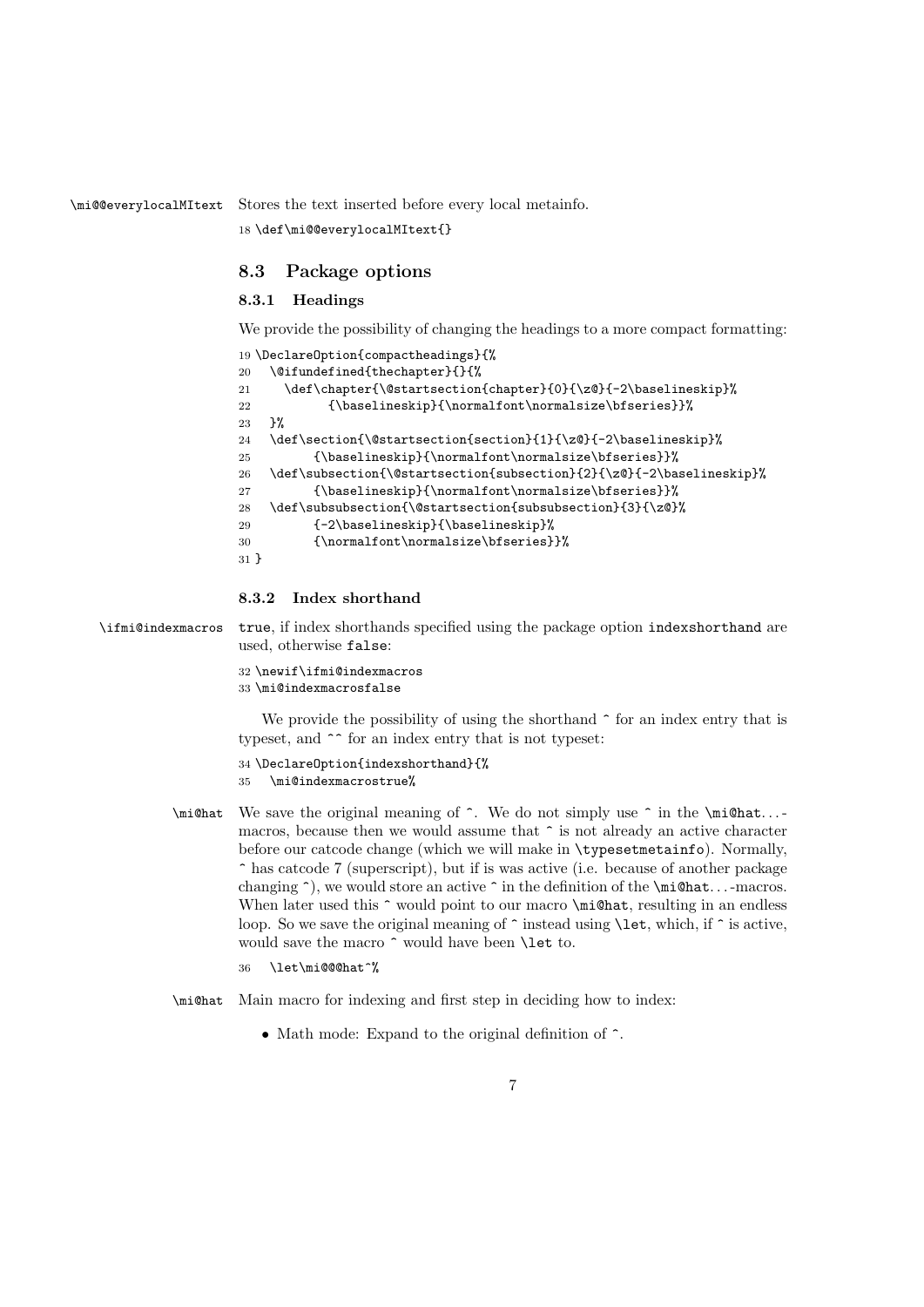\mi@@everylocalMItext Stores the text inserted before every local metainfo.

```
18 \def\mi@@everylocalMItext{}
```

### 8.3 Package options

#### 8.3.1 Headings

We provide the possibility of changing the headings to a more compact formatting:

```
19 \DeclareOption{compactheadings}{%
20   \@ifundefined{thechapter}{}{%
21     \def\chapter{\@startsection{chapter}{0}{\z@}{-2\baselineskip}%
22         {\baselineskip}{\normalfont\normalsize\bfseries}}%
23   }%
24   \def\section{\@startsection{section}{1}{\z@}{-2\baselineskip}%
25       {\baselineskip}{\normalfont\normalsize\bfseries}}%
26   \def\subsection{\@startsection{subsection}{2}{\z@}{-2\baselineskip}%
27       {\baselineskip}{\normalfont\normalsize\bfseries}}%
28   \def\subsubsection{\@startsection{subsubsection}{3}{\z@}%
29       {-2\baselineskip}{\baselineskip}%
30       {\normalfont\normalsize\bfseries}}%
31 }
```

#### 8.3.2 Index shorthand

\ifmi@indexmacros `true`, if index shorthands specified using the package option `indexshorthand` are used, otherwise `false`:

```
32 \newif\ifmi@indexmacros
33 \mi@indexmacrosfalse
```

We provide the possibility of using the shorthand ^ for an index entry that is typeset, and ^^ for an index entry that is not typeset:

```
34 \DeclareOption{indexshorthand}{%
35   \mi@indexmacrostrue%
```

\mi@hat We save the original meaning of ^. We do not simply use ^ in the \mi@hat...-macros, because then we would assume that ^ is not already an active character before our catcode change (which we will make in \typesetmetainfo). Normally, ^ has catcode 7 (superscript), but if is was active (i.e. because of another package changing ^), we would store an active ^ in the definition of the \mi@hat...-macros. When later used this ^ would point to our macro \mi@hat, resulting in an endless loop. So we save the original meaning of ^ instead using \let, which, if ^ is active, would save the macro ^ would have been \let to.

```
36   \let\mi@@hat^%
```

\mi@hat Main macro for indexing and first step in deciding how to index:

- Math mode: Expand to the original definition of ^.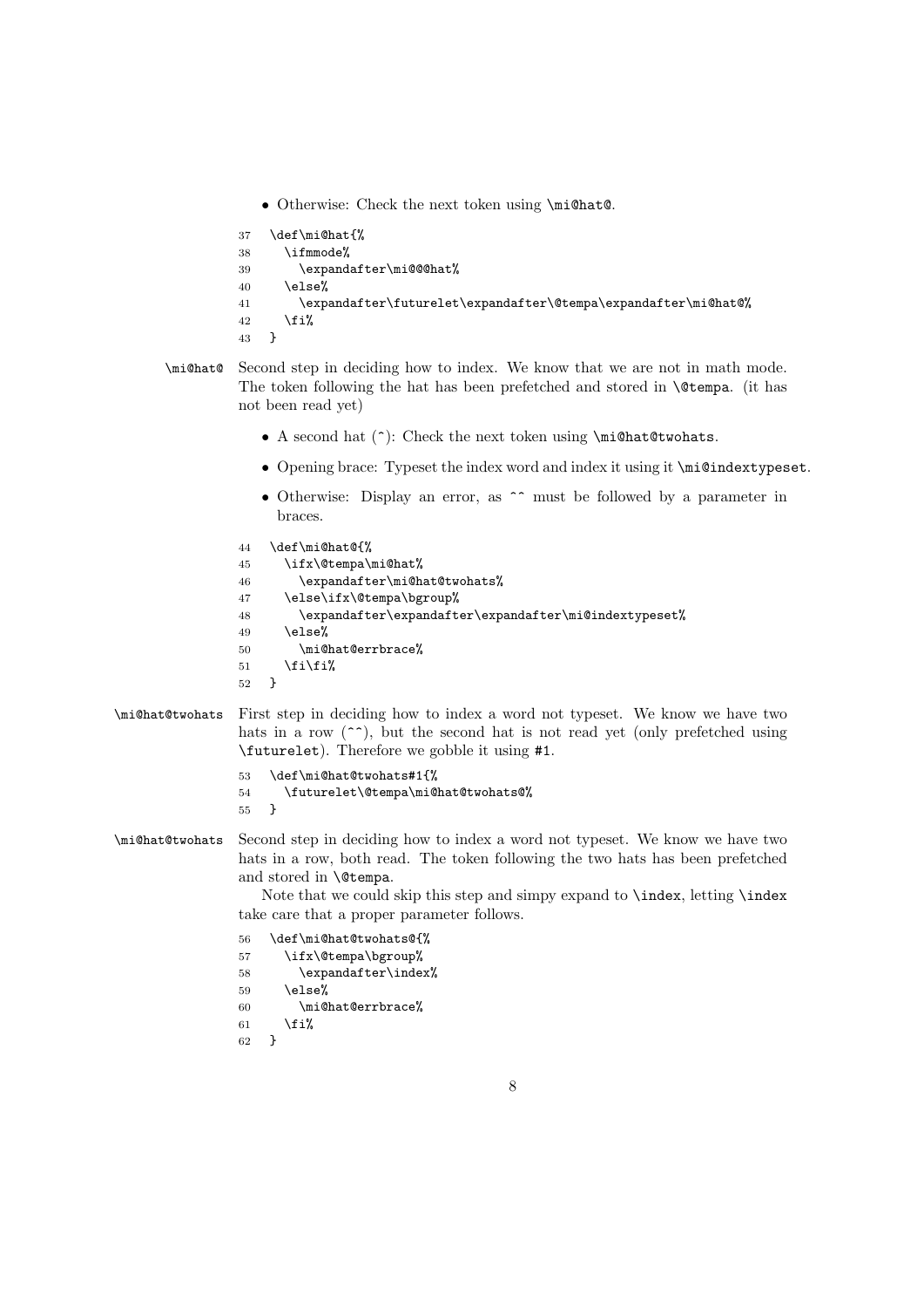- Otherwise: Check the next token using `\mi@hat@`.

```
37  \def\mi@hat{%
38    \ifmmode%
39      \expandafter\mi@@hat%
40    \else%
41      \expandafter\futurelet\expandafter\@tempa\expandafter\mi@hat@%
42    \fi%
43  }
```

`\mi@hat@` Second step in deciding how to index. We know that we are not in math mode. The token following the hat has been prefetched and stored in `\@tempa`. (it has not been read yet)

- A second hat (^): Check the next token using `\mi@hat@twohats`.
- Opening brace: Typeset the index word and index it using it `\mi@indextypeset`.
- Otherwise: Display an error, as ^^ must be followed by a parameter in braces.

```
44  \def\mi@hat@{%
45    \ifx\@tempa\mi@hat%
46      \expandafter\mi@hat@twohats%
47    \else\ifx\@tempa\bgroup%
48      \expandafter\expandafter\expandafter\mi@indextypeset%
49    \else%
50      \mi@hat@errbrace%
51    \fi\fi%
52  }
```

`\mi@hat@twohats` First step in deciding how to index a word not typeset. We know we have two hats in a row (^^), but the second hat is not read yet (only prefetched using `\futurelet`). Therefore we gobble it using `#1`.

```
53  \def\mi@hat@twohats#1{%
54    \futurelet\@tempa\mi@hat@twohats@%
55  }
```

`\mi@hat@twohats` Second step in deciding how to index a word not typeset. We know we have two hats in a row, both read. The token following the two hats has been prefetched and stored in `\@tempa`.

Note that we could skip this step and simpy expand to `\index`, letting `\index` take care that a proper parameter follows.

```
56  \def\mi@hat@twohats@{%
57    \ifx\@tempa\bgroup%
58      \expandafter\index%
59    \else%
60      \mi@hat@errbrace%
61    \fi%
62  }
```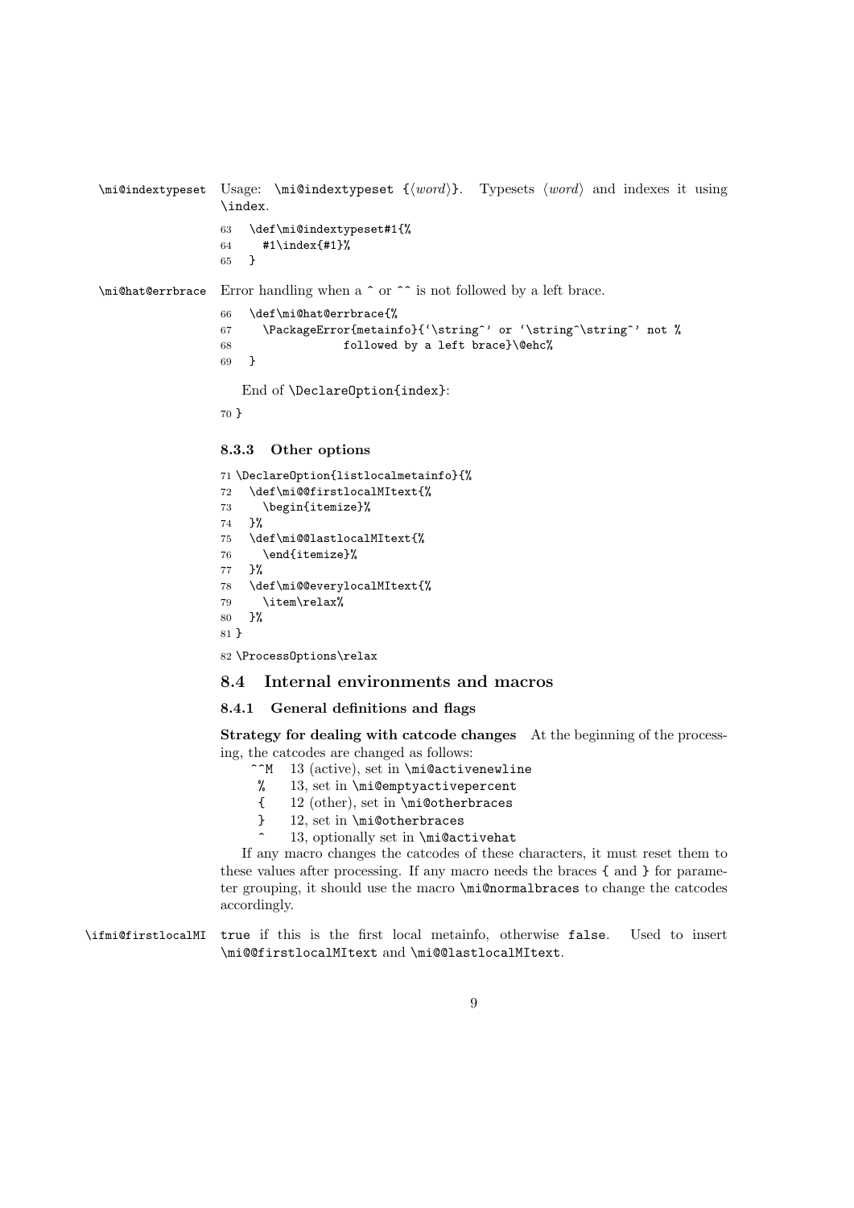`\mi@indextypeset` Usage: `\mi@indextypeset {⟨word⟩}`. Typesets ⟨word⟩ and indexes it using `\index`.

```
63   \def\mi@indextypeset#1{%
64     #1\index{#1}%
65   }
```

`\mi@hat@errbrace` Error handling when a `^` or `^^` is not followed by a left brace.

```
66   \def\mi@hat@errbrace{%
67     \PackageError{metainfo}{`\string^' or `\string^\string^' not %
68                 followed by a left brace}\@ehc%
69   }
```

End of `\DeclareOption{index}`:

```
70 }
```

### 8.3.3 Other options

```
71 \DeclareOption{listlocalmetainfo}{%
72   \def\mi@@firstlocalMItext{%
73     \begin{itemize}%
74   }%
75   \def\mi@@lastlocalMItext{%
76     \end{itemize}%
77   }%
78   \def\mi@@everylocalMItext{%
79     \item\relax%
80   }%
81 }
82 \ProcessOptions\relax
```

## 8.4 Internal environments and macros

### 8.4.1 General definitions and flags

**Strategy for dealing with catcode changes** At the beginning of the processing, the catcodes are changed as follows:

- `^^M` 13 (active), set in `\mi@activenewline`
- `%` 13, set in `\mi@emptyactivepercent`
- `{` 12 (other), set in `\mi@otherbraces`
- `}` 12, set in `\mi@otherbraces`
- `^` 13, optionally set in `\mi@activehat`

If any macro changes the catcodes of these characters, it must reset them to these values after processing. If any macro needs the braces `{` and `}` for parameter grouping, it should use the macro `\mi@normalbraces` to change the catcodes accordingly.

`\ifmi@firstlocalMI` `true` if this is the first local metainfo, otherwise `false`. Used to insert `\mi@@firstlocalMItext` and `\mi@@lastlocalMItext`.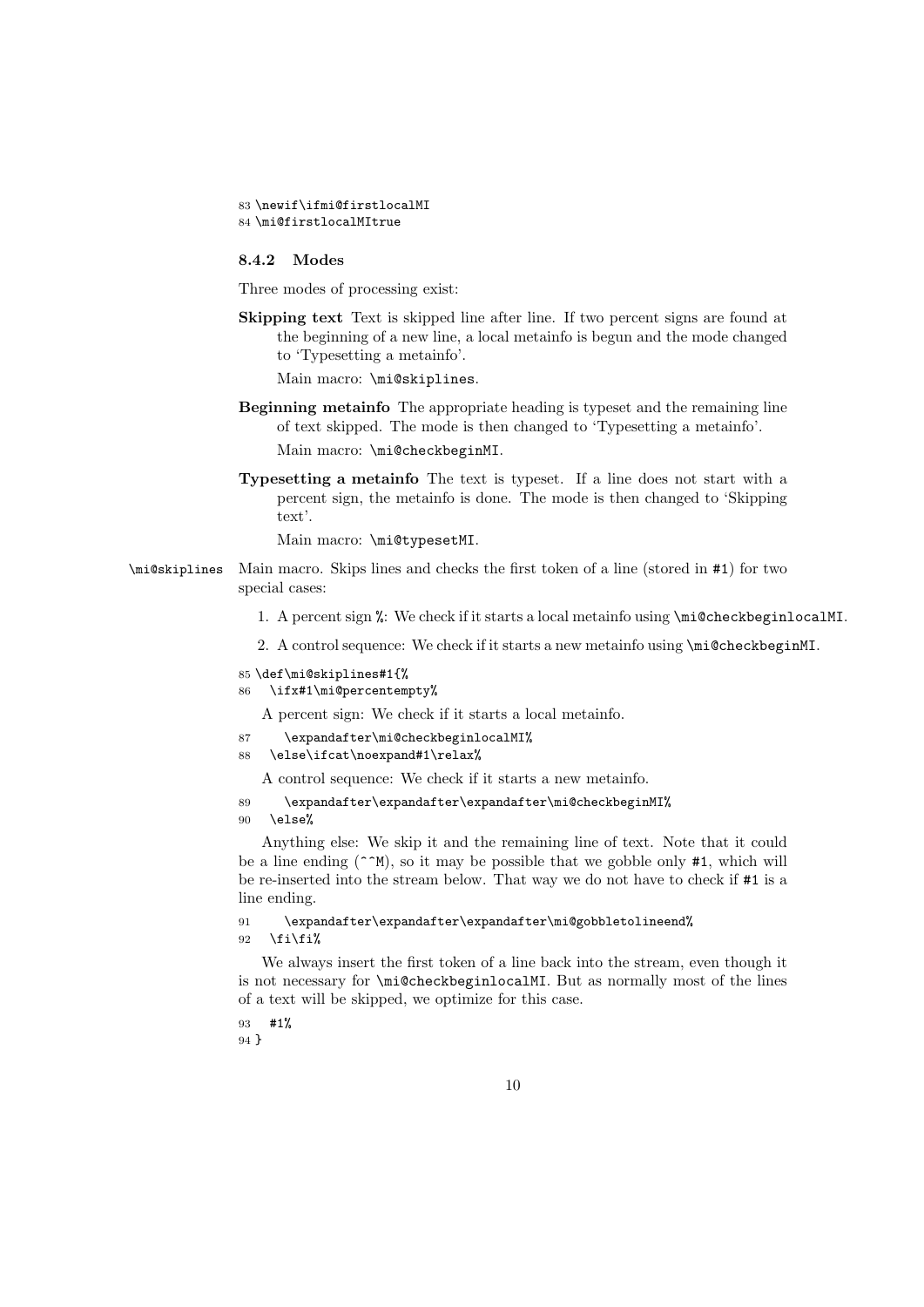```
83 \newif\ifmi@firstlocalMI
84 \mi@firstlocalMItrue
```

### 8.4.2 Modes

Three modes of processing exist:

**Skipping text** Text is skipped line after line. If two percent signs are found at the beginning of a new line, a local metainfo is begun and the mode changed to 'Typesetting a metainfo'.

Main macro: `\mi@skiplines`.

**Beginning metainfo** The appropriate heading is typeset and the remaining line of text skipped. The mode is then changed to 'Typesetting a metainfo'.

Main macro: `\mi@checkbeginMI`.

**Typesetting a metainfo** The text is typeset. If a line does not start with a percent sign, the metainfo is done. The mode is then changed to 'Skipping text'.

Main macro: `\mi@typesetMI`.

`\mi@skiplines` Main macro. Skips lines and checks the first token of a line (stored in `#1`) for two special cases:

1. A percent sign `%`: We check if it starts a local metainfo using `\mi@checkbeginlocalMI`.
2. A control sequence: We check if it starts a new metainfo using `\mi@checkbeginMI`.

```
85 \def\mi@skiplines#1{%
86   \ifx#1\mi@percentempty%
```

A percent sign: We check if it starts a local metainfo.

```
87     \expandafter\mi@checkbeginlocalMI%
88   \else\ifcat\noexpand#1\relax%
```

A control sequence: We check if it starts a new metainfo.

```
89     \expandafter\expandafter\expandafter\mi@checkbeginMI%
90   \else%
```

Anything else: We skip it and the remaining line of text. Note that it could be a line ending (`^^M`), so it may be possible that we gobble only `#1`, which will be re-inserted into the stream below. That way we do not have to check if `#1` is a line ending.

```
91     \expandafter\expandafter\expandafter\mi@gobbletolineend%
92   \fi\fi%
```

We always insert the first token of a line back into the stream, even though it is not necessary for `\mi@checkbeginlocalMI`. But as normally most of the lines of a text will be skipped, we optimize for this case.

```
93   #1%
94 }
```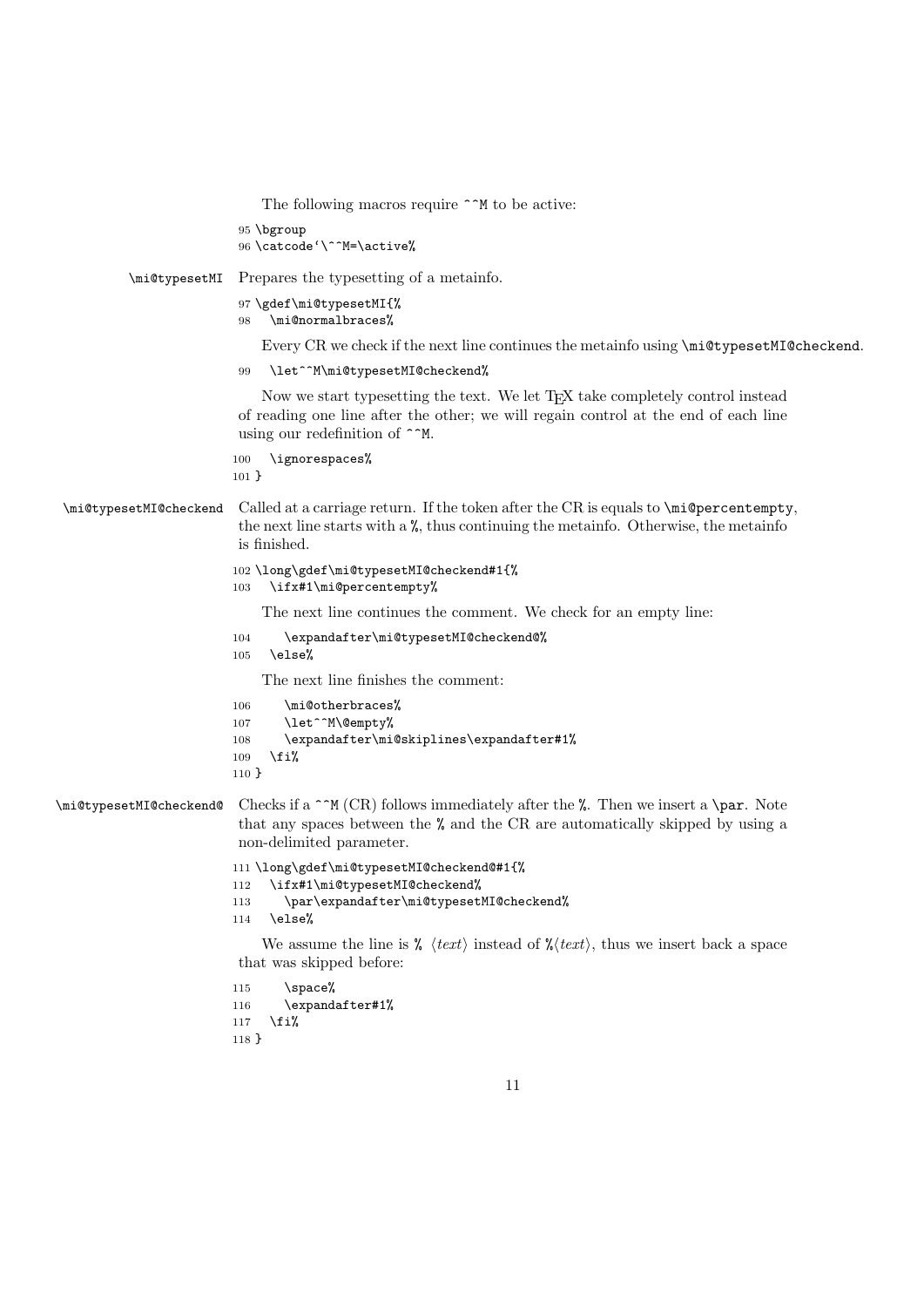The following macros require `^^M` to be active:

```
95 \bgroup
96 \catcode`\^^M=\active%
```

`\mi@typesetMI` Prepares the typesetting of a metainfo.

```
97 \gdef\mi@typesetMI{%
98   \mi@normalbraces%
```

Every CR we check if the next line continues the metainfo using `\mi@typesetMI@checkend`.

```
99   \let^^M\mi@typesetMI@checkend%
```

Now we start typesetting the text. We let TEX take completely control instead of reading one line after the other; we will regain control at the end of each line using our redefinition of `^^M`.

```
100   \ignorespaces%
101 }
```

`\mi@typesetMI@checkend` Called at a carriage return. If the token after the CR is equals to `\mi@percentempty`, the next line starts with a `%`, thus continuing the metainfo. Otherwise, the metainfo is finished.

```
102 \long\gdef\mi@typesetMI@checkend#1{%
103   \ifx#1\mi@percentempty%
```

The next line continues the comment. We check for an empty line:

```
104     \expandafter\mi@typesetMI@checkend@%
105   \else%
```

The next line finishes the comment:

```
106     \mi@otherbraces%
107     \let^^M\@empty%
108     \expandafter\mi@skiplines\expandafter#1%
109   \fi%
110 }
```

`\mi@typesetMI@checkend@` Checks if a `^^M` (CR) follows immediately after the `%`. Then we insert a `\par`. Note that any spaces between the `%` and the CR are automatically skipped by using a non-delimited parameter.

```
111 \long\gdef\mi@typesetMI@checkend@#1{%
112   \ifx#1\mi@typesetMI@checkend%
113     \par\expandafter\mi@typesetMI@checkend%
114   \else%
```

We assume the line is `%` ⟨*text*⟩ instead of `%`⟨*text*⟩, thus we insert back a space that was skipped before:

```
115     \space%
116     \expandafter#1%
117   \fi%
118 }
```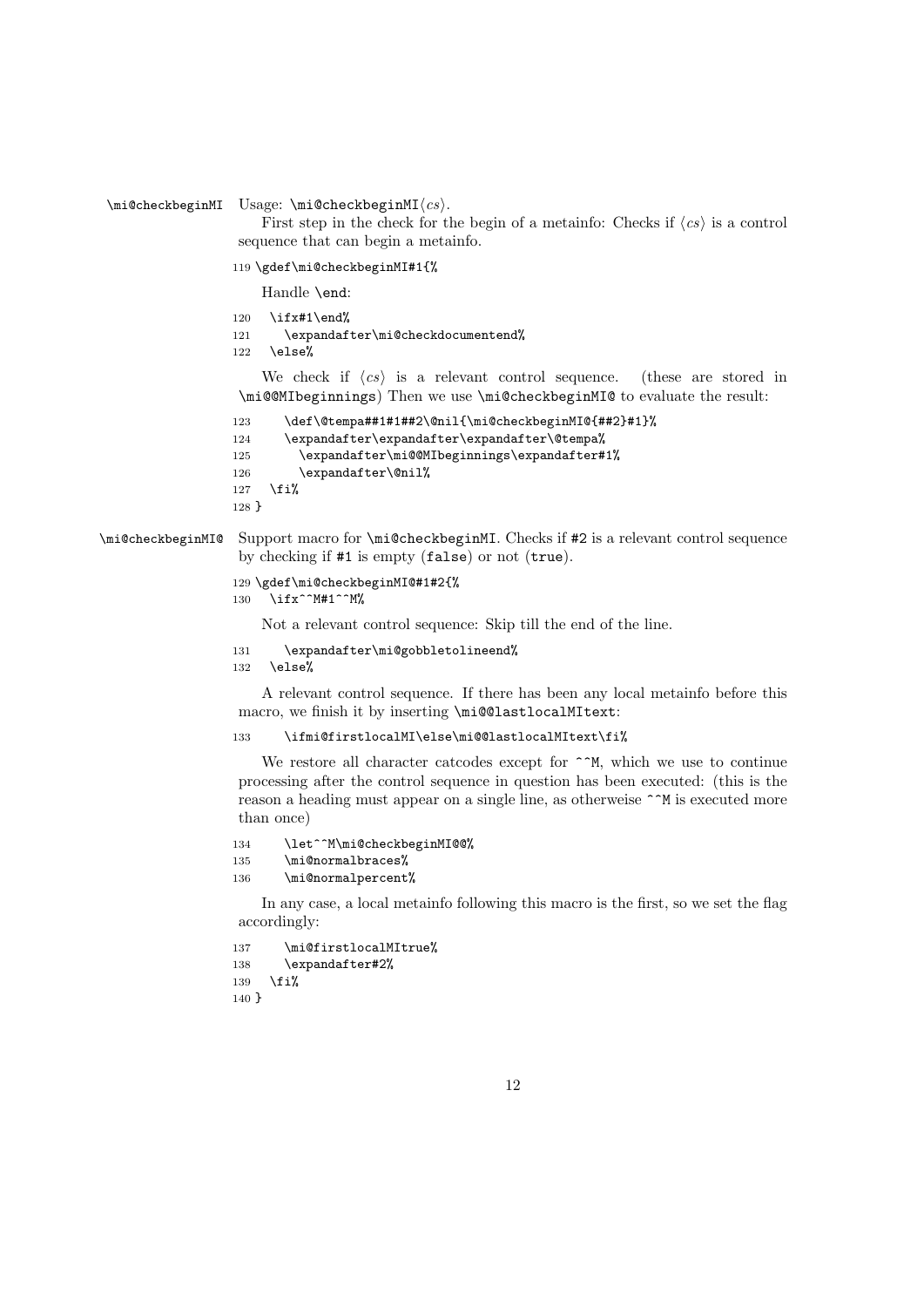`\mi@checkbeginMI` Usage: `\mi@checkbeginMI`⟨*cs*⟩.

First step in the check for the begin of a metainfo: Checks if ⟨*cs*⟩ is a control sequence that can begin a metainfo.

```
119 \gdef\mi@checkbeginMI#1{%
```

Handle `\end`:

```
120   \ifx#1\end%
121     \expandafter\mi@checkdocumentend%
122   \else%
```

We check if ⟨*cs*⟩ is a relevant control sequence. (these are stored in `\mi@@MIbeginnings`) Then we use `\mi@checkbeginMI@` to evaluate the result:

```
123     \def\@tempa##1#1##2\@nil{\mi@checkbeginMI@{##2}#1}%
124     \expandafter\expandafter\expandafter\@tempa%
125       \expandafter\mi@@MIbeginnings\expandafter#1%
126       \expandafter\@nil%
127   \fi%
128 }
```

`\mi@checkbeginMI@` Support macro for `\mi@checkbeginMI`. Checks if `#2` is a relevant control sequence by checking if `#1` is empty (`false`) or not (`true`).

```
129 \gdef\mi@checkbeginMI@#1#2{%
130   \ifx^^M#1^^M%
```

Not a relevant control sequence: Skip till the end of the line.

```
131     \expandafter\mi@gobbletolineend%
132   \else%
```

A relevant control sequence. If there has been any local metainfo before this macro, we finish it by inserting `\mi@@lastlocalMItext`:

```
133     \ifmi@firstlocalMI\else\mi@@lastlocalMItext\fi%
```

We restore all character catcodes except for `^^M`, which we use to continue processing after the control sequence in question has been executed: (this is the reason a heading must appear on a single line, as otherweise `^^M` is executed more than once)

```
134     \let^^M\mi@checkbeginMI@@%
135     \mi@normalbraces%
136     \mi@normalpercent%
```

In any case, a local metainfo following this macro is the first, so we set the flag accordingly:

```
137     \mi@firstlocalMItrue%
138     \expandafter#2%
139   \fi%
140 }
```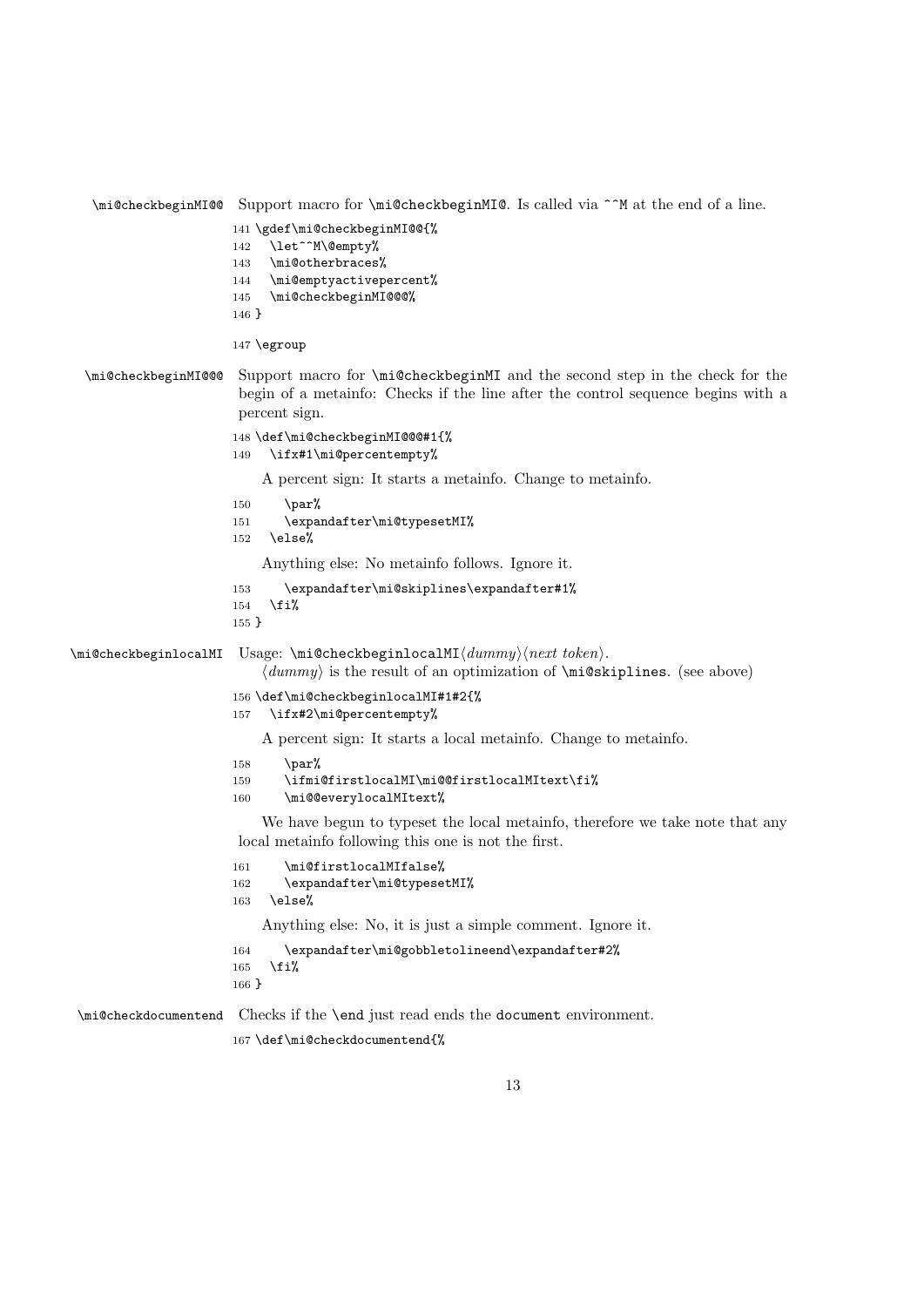`\mi@checkbeginMI@@` Support macro for `\mi@checkbeginMI@`. Is called via `^^M` at the end of a line.

```
141 \gdef\mi@checkbeginMI@@{%
142   \let^^M\@empty%
143   \mi@otherbraces%
144   \mi@emptyactivepercent%
145   \mi@checkbeginMI@@@%
146 }
```

```
147 \egroup
```

`\mi@checkbeginMI@@@` Support macro for `\mi@checkbeginMI` and the second step in the check for the begin of a metainfo: Checks if the line after the control sequence begins with a percent sign.

```
148 \def\mi@checkbeginMI@@@#1{%
149   \ifx#1\mi@percentempty%
```

A percent sign: It starts a metainfo. Change to metainfo.

```
150     \par%
151     \expandafter\mi@typesetMI%
152   \else%
```

Anything else: No metainfo follows. Ignore it.

```
153     \expandafter\mi@skiplines\expandafter#1%
154   \fi%
155 }
```

`\mi@checkbeginlocalMI` Usage: `\mi@checkbeginlocalMI`⟨*dummy*⟩⟨*next token*⟩.
⟨*dummy*⟩ is the result of an optimization of `\mi@skiplines`. (see above)

```
156 \def\mi@checkbeginlocalMI#1#2{%
157   \ifx#2\mi@percentempty%
```

A percent sign: It starts a local metainfo. Change to metainfo.

```
158     \par%
159     \ifmi@firstlocalMI\mi@@firstlocalMItext\fi%
160     \mi@@everylocalMItext%
```

We have begun to typeset the local metainfo, therefore we take note that any local metainfo following this one is not the first.

```
161     \mi@firstlocalMIfalse%
162     \expandafter\mi@typesetMI%
163   \else%
```

Anything else: No, it is just a simple comment. Ignore it.

```
164     \expandafter\mi@gobbletolineend\expandafter#2%
165   \fi%
166 }
```

`\mi@checkdocumentend` Checks if the `\end` just read ends the `document` environment.

```
167 \def\mi@checkdocumentend{%
```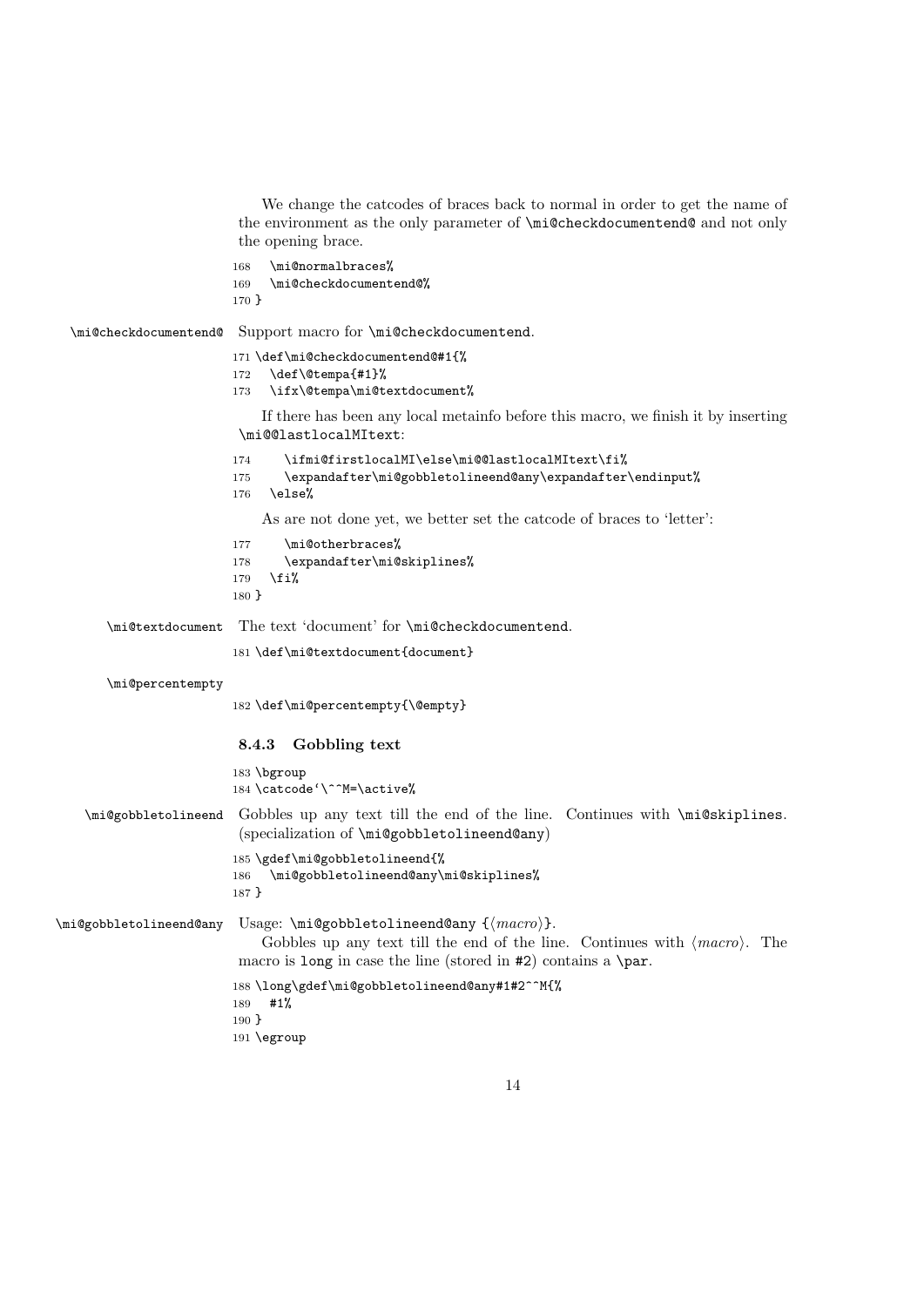We change the catcodes of braces back to normal in order to get the name of the environment as the only parameter of `\mi@checkdocumentend@` and not only the opening brace.

```
168   \mi@normalbraces%
169   \mi@checkdocumentend@%
170 }
```

`\mi@checkdocumentend@` Support macro for `\mi@checkdocumentend`.

```
171 \def\mi@checkdocumentend@#1{%
172   \def\@tempa{#1}%
173   \ifx\@tempa\mi@textdocument%
```

If there has been any local metainfo before this macro, we finish it by inserting `\mi@@lastlocalMItext`:

```
174     \ifmi@firstlocalMI\else\mi@@lastlocalMItext\fi%
175     \expandafter\mi@gobbletolineend@any\expandafter\endinput%
176   \else%
```

As are not done yet, we better set the catcode of braces to 'letter':

```
177     \mi@otherbraces%
178     \expandafter\mi@skiplines%
179   \fi%
180 }
```

`\mi@textdocument` The text 'document' for `\mi@checkdocumentend`.

```
181 \def\mi@textdocument{document}
```

`\mi@percentempty`

```
182 \def\mi@percentempty{\@empty}
```

### 8.4.3 Gobbling text

```
183 \bgroup
184 \catcode`\^^M=\active%
```

`\mi@gobbletolineend` Gobbles up any text till the end of the line. Continues with `\mi@skiplines`. (specialization of `\mi@gobbletolineend@any`)

```
185 \gdef\mi@gobbletolineend{%
186   \mi@gobbletolineend@any\mi@skiplines%
187 }
```

`\mi@gobbletolineend@any` Usage: `\mi@gobbletolineend@any {`⟨*macro*⟩`}`.

Gobbles up any text till the end of the line. Continues with ⟨*macro*⟩. The macro is `long` in case the line (stored in `#2`) contains a `\par`.

```
188 \long\gdef\mi@gobbletolineend@any#1#2^^M{%
189   #1%
190 }
191 \egroup
```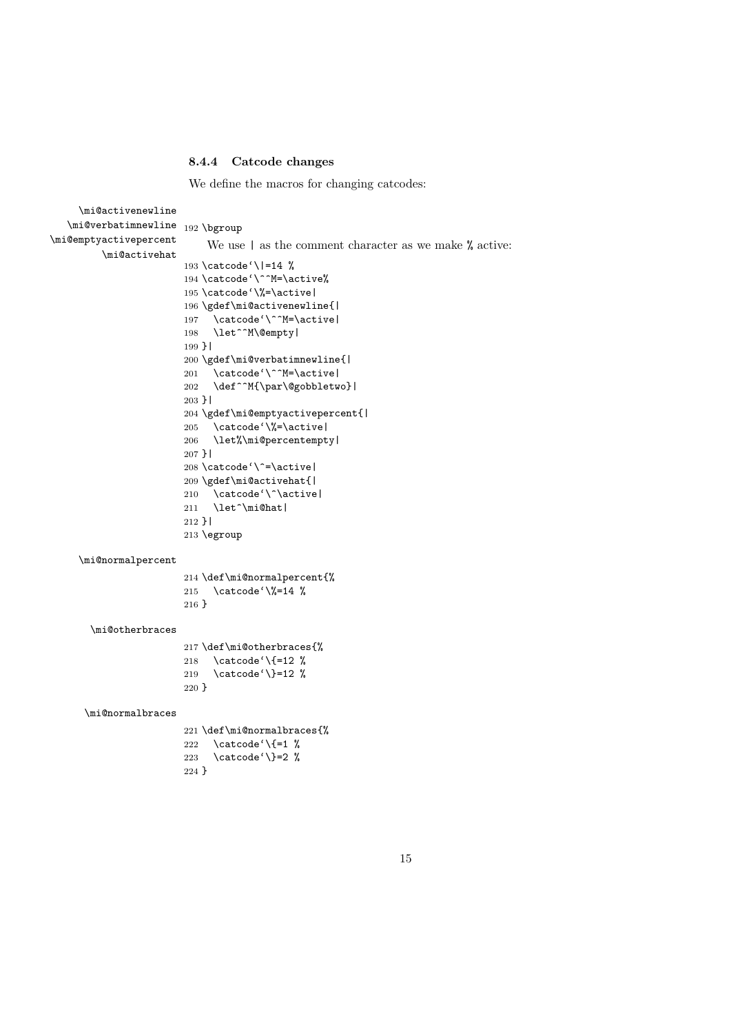### 8.4.4 Catcode changes

We define the macros for changing catcodes:

\mi@activenewline \mi@verbatimnewline \mi@emptyactivepercent \mi@activehat

```
192 \bgroup
```

We use | as the comment character as we make % active:

```
193 \catcode`\|=14 %
194 \catcode`\^^M=\active%
195 \catcode`\%=\active|
196 \gdef\mi@activenewline{|
197   \catcode`\^^M=\active|
198   \let^^M\@empty|
199 }|
200 \gdef\mi@verbatimnewline{|
201   \catcode`\^^M=\active|
202   \def^^M{\par\@gobbletwo}|
203 }|
204 \gdef\mi@emptyactivepercent{|
205   \catcode`\%=\active|
206   \let%\mi@percentempty|
207 }|
208 \catcode`\^=\active|
209 \gdef\mi@activehat{|
210   \catcode`\^\active|
211   \let^\mi@hat|
212 }|
213 \egroup
```

\mi@normalpercent

```
214 \def\mi@normalpercent{%
215   \catcode`\%=14 %
216 }
```

\mi@otherbraces

```
217 \def\mi@otherbraces{%
218   \catcode`\{=12 %
219   \catcode`\}=12 %
220 }
```

\mi@normalbraces

```
221 \def\mi@normalbraces{%
222   \catcode`\{=1 %
223   \catcode`\}=2 %
224 }
```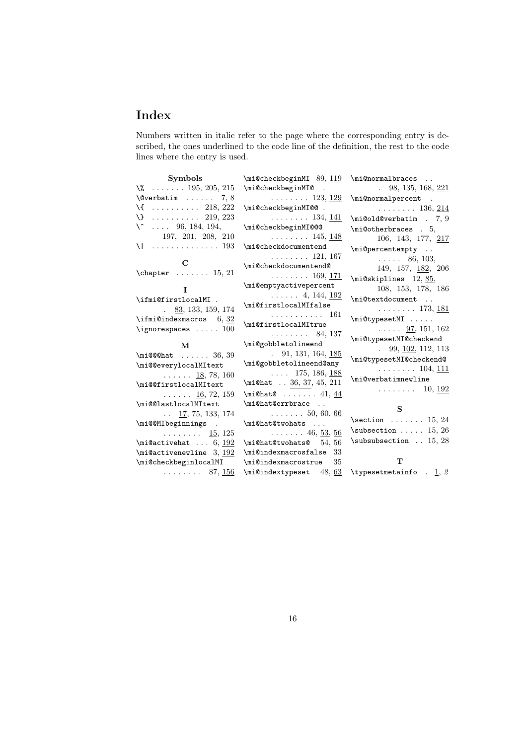# Index

Numbers written in italic refer to the page where the corresponding entry is described, the ones underlined to the code line of the definition, the rest to the code lines where the entry is used.

**Symbols**

- `\%` . . . . . . . 195, 205, 215
- `\@verbatim` . . . . . . 7, 8
- `\{` . . . . . . . . . . 218, 222
- `\}` . . . . . . . . . . 219, 223
- `\^` . . . . 96, 184, 194, 197, 201, 208, 210
- `\|` . . . . . . . . . . . . . . 193

**C**

- `\chapter` . . . . . . . 15, 21

**I**

- `\ifmi@firstlocalMI` . . 83, 133, 159, 174
- `\ifmi@indexmacros` 6, 32
- `\ignorespaces` . . . . . 100

**M**

- `\mi@@@hat` . . . . . . 36, 39
- `\mi@@everylocalMItext` . . . . . . 18, 78, 160
- `\mi@@firstlocalMItext` . . . . . . 16, 72, 159
- `\mi@@lastlocalMItext` . . 17, 75, 133, 174
- `\mi@@MIbeginnings` . . . . . . . . 15, 125
- `\mi@activehat` . . . 6, 192
- `\mi@activenewline` 3, 192
- `\mi@checkbeginlocalMI` . . . . . . . . 87, 156
- `\mi@checkbeginMI` 89, 119
- `\mi@checkbeginMI@` . . . . . . . . 123, 129
- `\mi@checkbeginMI@@` . . . . . . . . 134, 141
- `\mi@checkbeginMI@@@` . . . . . . . . 145, 148
- `\mi@checkdocumentend` . . . . . . . . 121, 167
- `\mi@checkdocumentend@` . . . . . . . . 169, 171
- `\mi@emptyactivepercent` . . . . . . 4, 144, 192
- `\mi@firstlocalMIfalse` . . . . . . . . . . . 161
- `\mi@firstlocalMItrue` . . . . . . . . 84, 137
- `\mi@gobbletolineend` . 91, 131, 164, 185
- `\mi@gobbletolineend@any` . . . . 175, 186, 188
- `\mi@hat` . . 36, 37, 45, 211
- `\mi@hat@` . . . . . . . 41, 44
- `\mi@hat@errbrace` . . . . . . . . 50, 60, 66
- `\mi@hat@twohats` . . . . . . . . . 46, 53, 56
- `\mi@hat@twohats@` 54, 56
- `\mi@indexmacrosfalse` 33
- `\mi@indexmacrostrue` 35
- `\mi@indextypeset` 48, 63
- `\mi@normalbraces` . . . 98, 135, 168, 221
- `\mi@normalpercent` . . . . . . . . . 136, 214
- `\mi@old@verbatim` . 7, 9
- `\mi@otherbraces` . 5, 106, 143, 177, 217
- `\mi@percentempty` . . . . . . . 86, 103, 149, 157, 182, 206
- `\mi@skiplines` 12, 85, 108, 153, 178, 186
- `\mi@textdocument` . . . . . . . . . . 173, 181
- `\mi@typesetMI` . . . . . . . . . . 97, 151, 162
- `\mi@typesetMI@checkend` . 99, 102, 112, 113
- `\mi@typesetMI@checkend@` . . . . . . . . 104, 111
- `\mi@verbatimnewline` . . . . . . . . 10, 192

**S**

- `\section` . . . . . . . 15, 24
- `\subsection` . . . . . 15, 26
- `\subsubsection` . . 15, 28

**T**

- `\typesetmetainfo` . 1, *2*